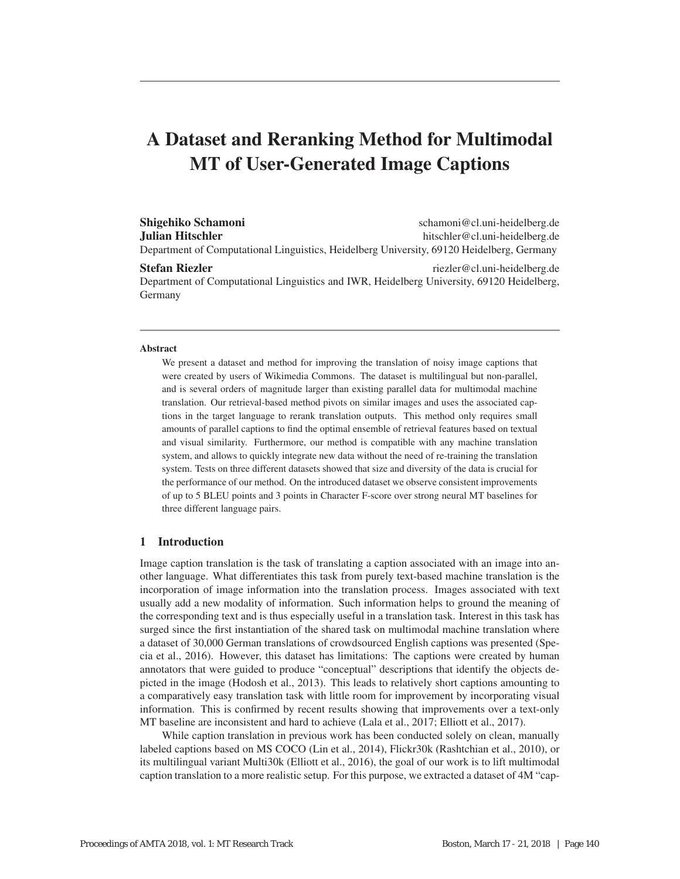# A Dataset and Reranking Method for Multimodal MT of User-Generated Image Captions

**Shigehiko Schamoni** schamoni@cl.uni-heidelberg.de
**Julian Hitschler** hitschler@cl.uni-heidelberg.de
Department of Computational Linguistics, Heidelberg University, 69120 Heidelberg, Germany

**Stefan Riezler** riezler@cl.uni-heidelberg.de
Department of Computational Linguistics and IWR, Heidelberg University, 69120 Heidelberg, Germany

### Abstract

We present a dataset and method for improving the translation of noisy image captions that were created by users of Wikimedia Commons. The dataset is multilingual but non-parallel, and is several orders of magnitude larger than existing parallel data for multimodal machine translation. Our retrieval-based method pivots on similar images and uses the associated captions in the target language to rerank translation outputs. This method only requires small amounts of parallel captions to find the optimal ensemble of retrieval features based on textual and visual similarity. Furthermore, our method is compatible with any machine translation system, and allows to quickly integrate new data without the need of re-training the translation system. Tests on three different datasets showed that size and diversity of the data is crucial for the performance of our method. On the introduced dataset we observe consistent improvements of up to 5 BLEU points and 3 points in Character F-score over strong neural MT baselines for three different language pairs.

## 1 Introduction

Image caption translation is the task of translating a caption associated with an image into another language. What differentiates this task from purely text-based machine translation is the incorporation of image information into the translation process. Images associated with text usually add a new modality of information. Such information helps to ground the meaning of the corresponding text and is thus especially useful in a translation task. Interest in this task has surged since the first instantiation of the shared task on multimodal machine translation where a dataset of 30,000 German translations of crowdsourced English captions was presented (Specia et al., 2016). However, this dataset has limitations: The captions were created by human annotators that were guided to produce "conceptual" descriptions that identify the objects depicted in the image (Hodosh et al., 2013). This leads to relatively short captions amounting to a comparatively easy translation task with little room for improvement by incorporating visual information. This is confirmed by recent results showing that improvements over a text-only MT baseline are inconsistent and hard to achieve (Lala et al., 2017; Elliott et al., 2017).

While caption translation in previous work has been conducted solely on clean, manually labeled captions based on MS COCO (Lin et al., 2014), Flickr30k (Rashtchian et al., 2010), or its multilingual variant Multi30k (Elliott et al., 2016), the goal of our work is to lift multimodal caption translation to a more realistic setup. For this purpose, we extracted a dataset of 4M "cap-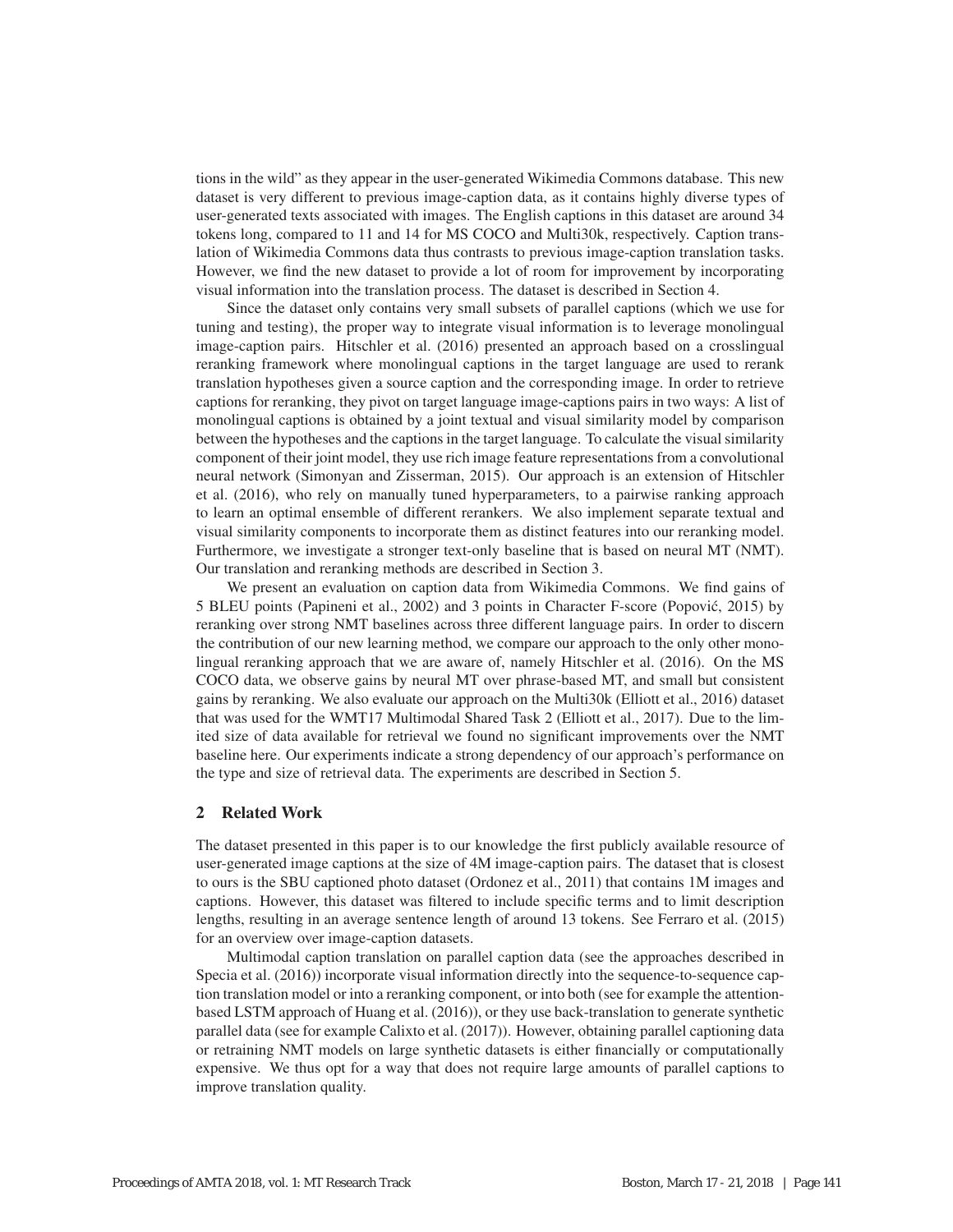tions in the wild" as they appear in the user-generated Wikimedia Commons database. This new dataset is very different to previous image-caption data, as it contains highly diverse types of user-generated texts associated with images. The English captions in this dataset are around 34 tokens long, compared to 11 and 14 for MS COCO and Multi30k, respectively. Caption translation of Wikimedia Commons data thus contrasts to previous image-caption translation tasks. However, we find the new dataset to provide a lot of room for improvement by incorporating visual information into the translation process. The dataset is described in Section 4.

Since the dataset only contains very small subsets of parallel captions (which we use for tuning and testing), the proper way to integrate visual information is to leverage monolingual image-caption pairs. Hitschler et al. (2016) presented an approach based on a crosslingual reranking framework where monolingual captions in the target language are used to rerank translation hypotheses given a source caption and the corresponding image. In order to retrieve captions for reranking, they pivot on target language image-captions pairs in two ways: A list of monolingual captions is obtained by a joint textual and visual similarity model by comparison between the hypotheses and the captions in the target language. To calculate the visual similarity component of their joint model, they use rich image feature representations from a convolutional neural network (Simonyan and Zisserman, 2015). Our approach is an extension of Hitschler et al. (2016), who rely on manually tuned hyperparameters, to a pairwise ranking approach to learn an optimal ensemble of different rerankers. We also implement separate textual and visual similarity components to incorporate them as distinct features into our reranking model. Furthermore, we investigate a stronger text-only baseline that is based on neural MT (NMT). Our translation and reranking methods are described in Section 3.

We present an evaluation on caption data from Wikimedia Commons. We find gains of 5 BLEU points (Papineni et al., 2002) and 3 points in Character F-score (Popović, 2015) by reranking over strong NMT baselines across three different language pairs. In order to discern the contribution of our new learning method, we compare our approach to the only other monolingual reranking approach that we are aware of, namely Hitschler et al. (2016). On the MS COCO data, we observe gains by neural MT over phrase-based MT, and small but consistent gains by reranking. We also evaluate our approach on the Multi30k (Elliott et al., 2016) dataset that was used for the WMT17 Multimodal Shared Task 2 (Elliott et al., 2017). Due to the limited size of data available for retrieval we found no significant improvements over the NMT baseline here. Our experiments indicate a strong dependency of our approach's performance on the type and size of retrieval data. The experiments are described in Section 5.

## 2 Related Work

The dataset presented in this paper is to our knowledge the first publicly available resource of user-generated image captions at the size of 4M image-caption pairs. The dataset that is closest to ours is the SBU captioned photo dataset (Ordonez et al., 2011) that contains 1M images and captions. However, this dataset was filtered to include specific terms and to limit description lengths, resulting in an average sentence length of around 13 tokens. See Ferraro et al. (2015) for an overview over image-caption datasets.

Multimodal caption translation on parallel caption data (see the approaches described in Specia et al. (2016)) incorporate visual information directly into the sequence-to-sequence caption translation model or into a reranking component, or into both (see for example the attention-based LSTM approach of Huang et al. (2016)), or they use back-translation to generate synthetic parallel data (see for example Calixto et al. (2017)). However, obtaining parallel captioning data or retraining NMT models on large synthetic datasets is either financially or computationally expensive. We thus opt for a way that does not require large amounts of parallel captions to improve translation quality.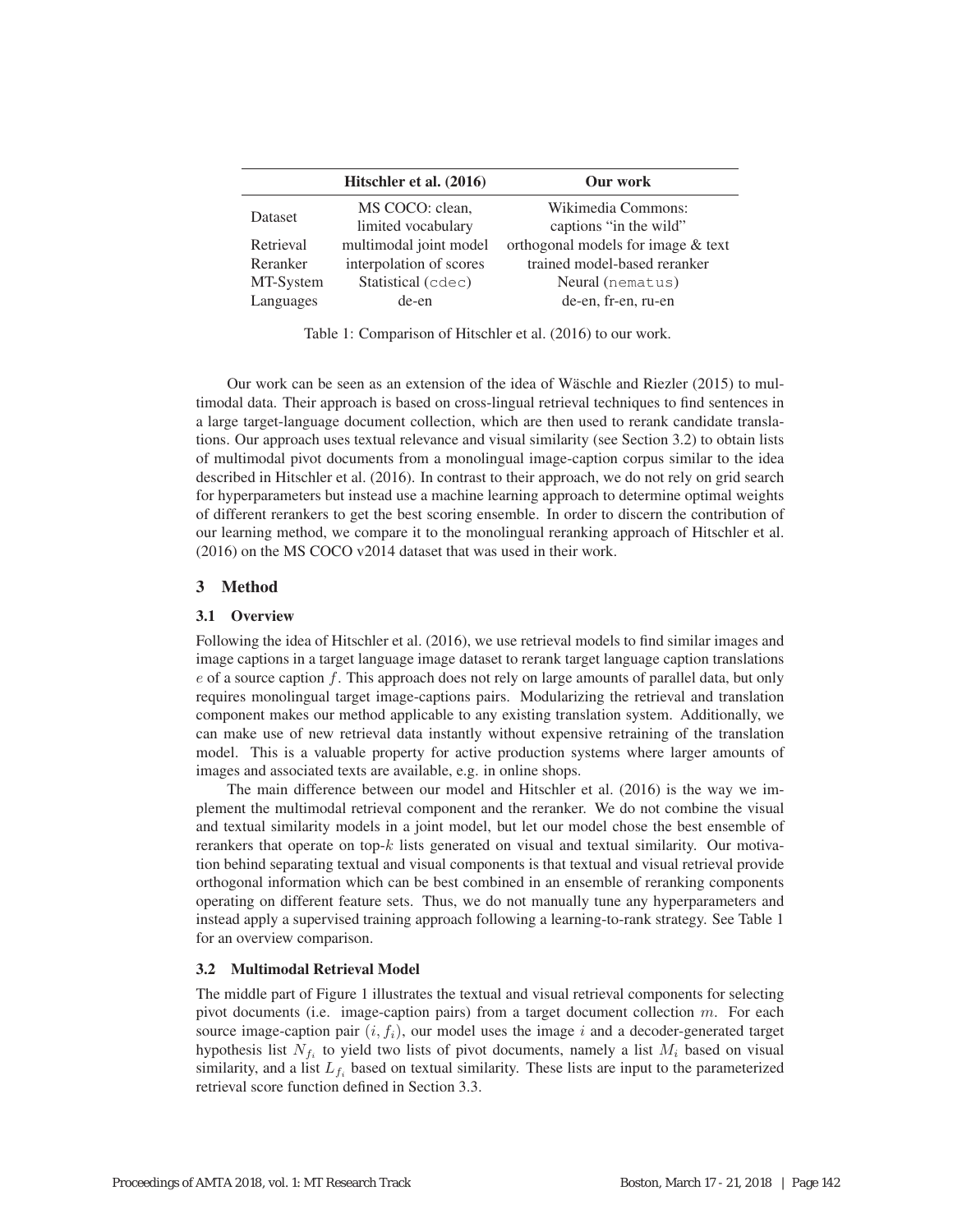| | Hitschler et al. (2016) | Our work |
|---|---|---|
| Dataset | MS COCO: clean, limited vocabulary | Wikimedia Commons: captions "in the wild" |
| Retrieval | multimodal joint model | orthogonal models for image & text |
| Reranker | interpolation of scores | trained model-based reranker |
| MT-System | Statistical (`cdec`) | Neural (`nematus`) |
| Languages | de-en | de-en, fr-en, ru-en |

Table 1: Comparison of Hitschler et al. (2016) to our work.

Our work can be seen as an extension of the idea of Wäschle and Riezler (2015) to multimodal data. Their approach is based on cross-lingual retrieval techniques to find sentences in a large target-language document collection, which are then used to rerank candidate translations. Our approach uses textual relevance and visual similarity (see Section 3.2) to obtain lists of multimodal pivot documents from a monolingual image-caption corpus similar to the idea described in Hitschler et al. (2016). In contrast to their approach, we do not rely on grid search for hyperparameters but instead use a machine learning approach to determine optimal weights of different rerankers to get the best scoring ensemble. In order to discern the contribution of our learning method, we compare it to the monolingual reranking approach of Hitschler et al. (2016) on the MS COCO v2014 dataset that was used in their work.

## 3 Method

### 3.1 Overview

Following the idea of Hitschler et al. (2016), we use retrieval models to find similar images and image captions in a target language image dataset to rerank target language caption translations $e$ of a source caption $f$. This approach does not rely on large amounts of parallel data, but only requires monolingual target image-captions pairs. Modularizing the retrieval and translation component makes our method applicable to any existing translation system. Additionally, we can make use of new retrieval data instantly without expensive retraining of the translation model. This is a valuable property for active production systems where larger amounts of images and associated texts are available, e.g. in online shops.

The main difference between our model and Hitschler et al. (2016) is the way we implement the multimodal retrieval component and the reranker. We do not combine the visual and textual similarity models in a joint model, but let our model chose the best ensemble of rerankers that operate on top-$k$ lists generated on visual and textual similarity. Our motivation behind separating textual and visual components is that textual and visual retrieval provide orthogonal information which can be best combined in an ensemble of reranking components operating on different feature sets. Thus, we do not manually tune any hyperparameters and instead apply a supervised training approach following a learning-to-rank strategy. See Table 1 for an overview comparison.

### 3.2 Multimodal Retrieval Model

The middle part of Figure 1 illustrates the textual and visual retrieval components for selecting pivot documents (i.e. image-caption pairs) from a target document collection $m$. For each source image-caption pair $(i, f_i)$, our model uses the image $i$ and a decoder-generated target hypothesis list $N_{f_i}$ to yield two lists of pivot documents, namely a list $M_i$ based on visual similarity, and a list $L_{f_i}$ based on textual similarity. These lists are input to the parameterized retrieval score function defined in Section 3.3.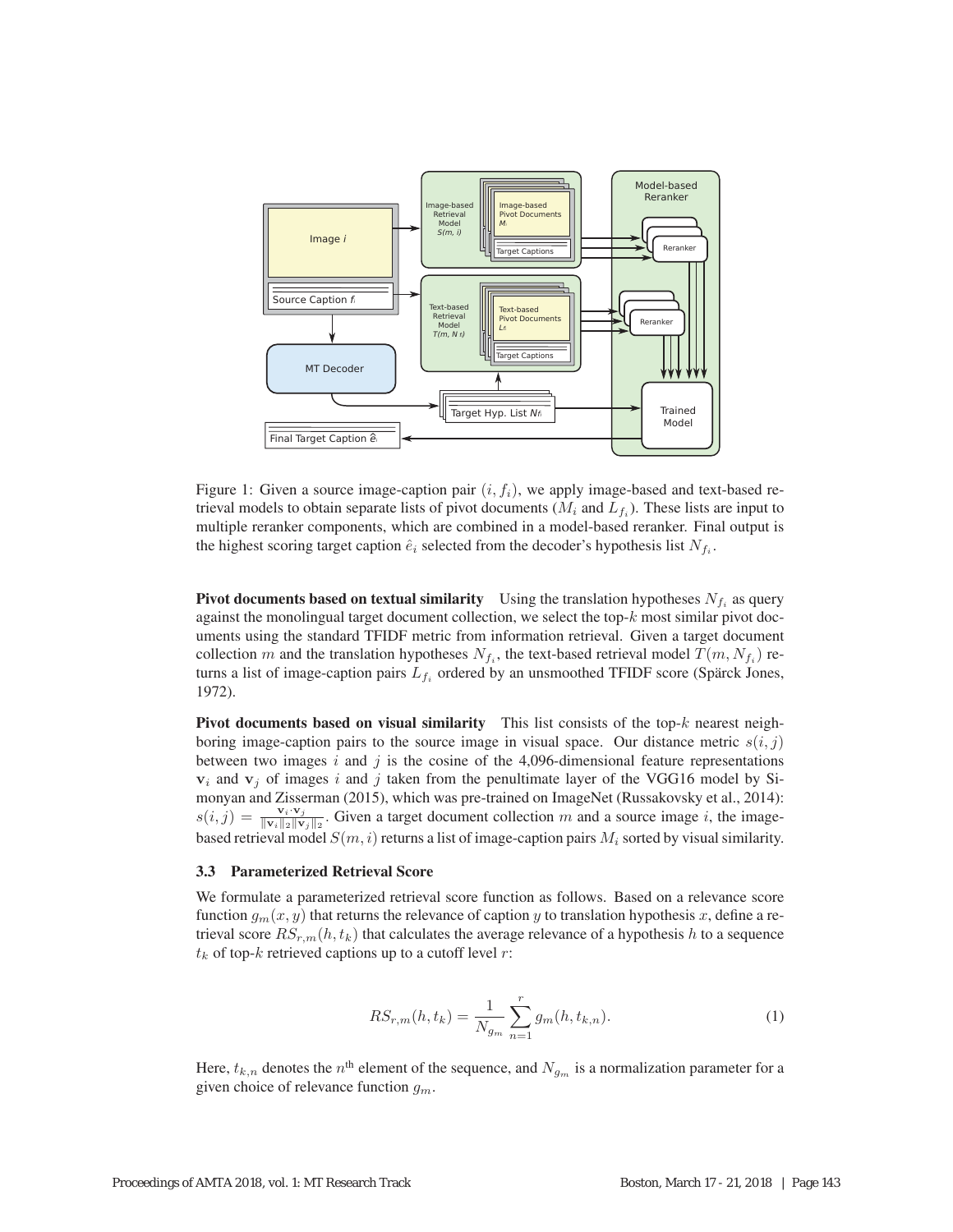Figure 1: Given a source image-caption pair $(i, f_i)$, we apply image-based and text-based retrieval models to obtain separate lists of pivot documents ($M_i$ and $L_{f_i}$). These lists are input to multiple reranker components, which are combined in a model-based reranker. Final output is the highest scoring target caption $\hat{e}_i$ selected from the decoder's hypothesis list $N_{f_i}$.

**Pivot documents based on textual similarity** Using the translation hypotheses $N_{f_i}$ as query against the monolingual target document collection, we select the top-$k$ most similar pivot documents using the standard TFIDF metric from information retrieval. Given a target document collection $m$ and the translation hypotheses $N_{f_i}$, the text-based retrieval model $T(m, N_{f_i})$ returns a list of image-caption pairs $L_{f_i}$ ordered by an unsmoothed TFIDF score (Spärck Jones, 1972).

**Pivot documents based on visual similarity** This list consists of the top-$k$ nearest neighboring image-caption pairs to the source image in visual space. Our distance metric $s(i, j)$ between two images $i$ and $j$ is the cosine of the 4,096-dimensional feature representations $\mathbf{v}_i$ and $\mathbf{v}_j$ of images $i$ and $j$ taken from the penultimate layer of the VGG16 model by Simonyan and Zisserman (2015), which was pre-trained on ImageNet (Russakovsky et al., 2014): $s(i, j) = \frac{\mathbf{v}_i \cdot \mathbf{v}_j}{\|\mathbf{v}_i\|_2 \|\mathbf{v}_j\|_2}$. Given a target document collection $m$ and a source image $i$, the image-based retrieval model $S(m, i)$ returns a list of image-caption pairs $M_i$ sorted by visual similarity.

### 3.3 Parameterized Retrieval Score

We formulate a parameterized retrieval score function as follows. Based on a relevance score function $g_m(x, y)$ that returns the relevance of caption $y$ to translation hypothesis $x$, define a retrieval score $RS_{r,m}(h, t_k)$ that calculates the average relevance of a hypothesis $h$ to a sequence $t_k$ of top-$k$ retrieved captions up to a cutoff level $r$:

$$RS_{r,m}(h, t_k) = \frac{1}{N_{g_m}} \sum_{n=1}^{r} g_m(h, t_{k,n}). \tag{1}$$

Here, $t_{k,n}$ denotes the $n^{\text{th}}$ element of the sequence, and $N_{g_m}$ is a normalization parameter for a given choice of relevance function $g_m$.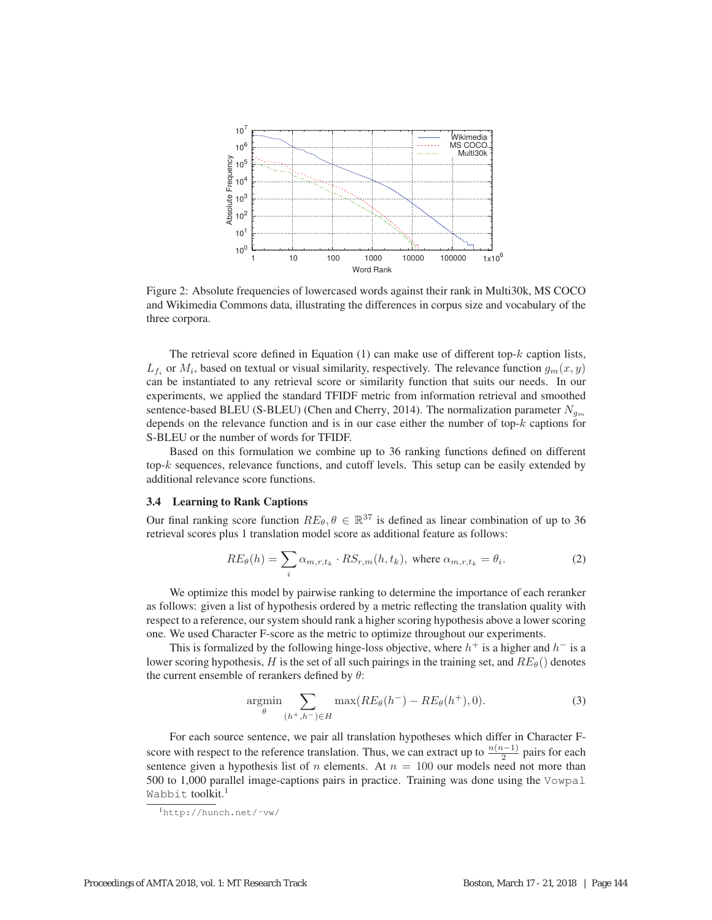Figure 2: Absolute frequencies of lowercased words against their rank in Multi30k, MS COCO and Wikimedia Commons data, illustrating the differences in corpus size and vocabulary of the three corpora.

The retrieval score defined in Equation (1) can make use of different top-$k$ caption lists, $L_{f_i}$ or $M_i$, based on textual or visual similarity, respectively. The relevance function $g_m(x, y)$ can be instantiated to any retrieval score or similarity function that suits our needs. In our experiments, we applied the standard TFIDF metric from information retrieval and smoothed sentence-based BLEU (S-BLEU) (Chen and Cherry, 2014). The normalization parameter $N_{g_m}$ depends on the relevance function and is in our case either the number of top-$k$ captions for S-BLEU or the number of words for TFIDF.

Based on this formulation we combine up to 36 ranking functions defined on different top-$k$ sequences, relevance functions, and cutoff levels. This setup can be easily extended by additional relevance score functions.

### 3.4 Learning to Rank Captions

Our final ranking score function $RE_\theta, \theta \in \mathbb{R}^{37}$ is defined as linear combination of up to 36 retrieval scores plus 1 translation model score as additional feature as follows:

$$RE_\theta(h) = \sum_i \alpha_{m,r,t_k} \cdot RS_{r,m}(h, t_k), \text{ where } \alpha_{m,r,t_k} = \theta_i. \tag{2}$$

We optimize this model by pairwise ranking to determine the importance of each reranker as follows: given a list of hypothesis ordered by a metric reflecting the translation quality with respect to a reference, our system should rank a higher scoring hypothesis above a lower scoring one. We used Character F-score as the metric to optimize throughout our experiments.

This is formalized by the following hinge-loss objective, where $h^+$ is a higher and $h^-$ is a lower scoring hypothesis, $H$ is the set of all such pairings in the training set, and $RE_\theta()$ denotes the current ensemble of rerankers defined by $\theta$:

$$\underset{\theta}{\operatorname{argmin}} \sum_{(h^+, h^-) \in H} \max(RE_\theta(h^-) - RE_\theta(h^+), 0). \tag{3}$$

For each source sentence, we pair all translation hypotheses which differ in Character F-score with respect to the reference translation. Thus, we can extract up to $\frac{n(n-1)}{2}$ pairs for each sentence given a hypothesis list of $n$ elements. At $n = 100$ our models need not more than 500 to 1,000 parallel image-captions pairs in practice. Training was done using the `Vowpal Wabbit` toolkit.[1]

[1] `http://hunch.net/~vw/`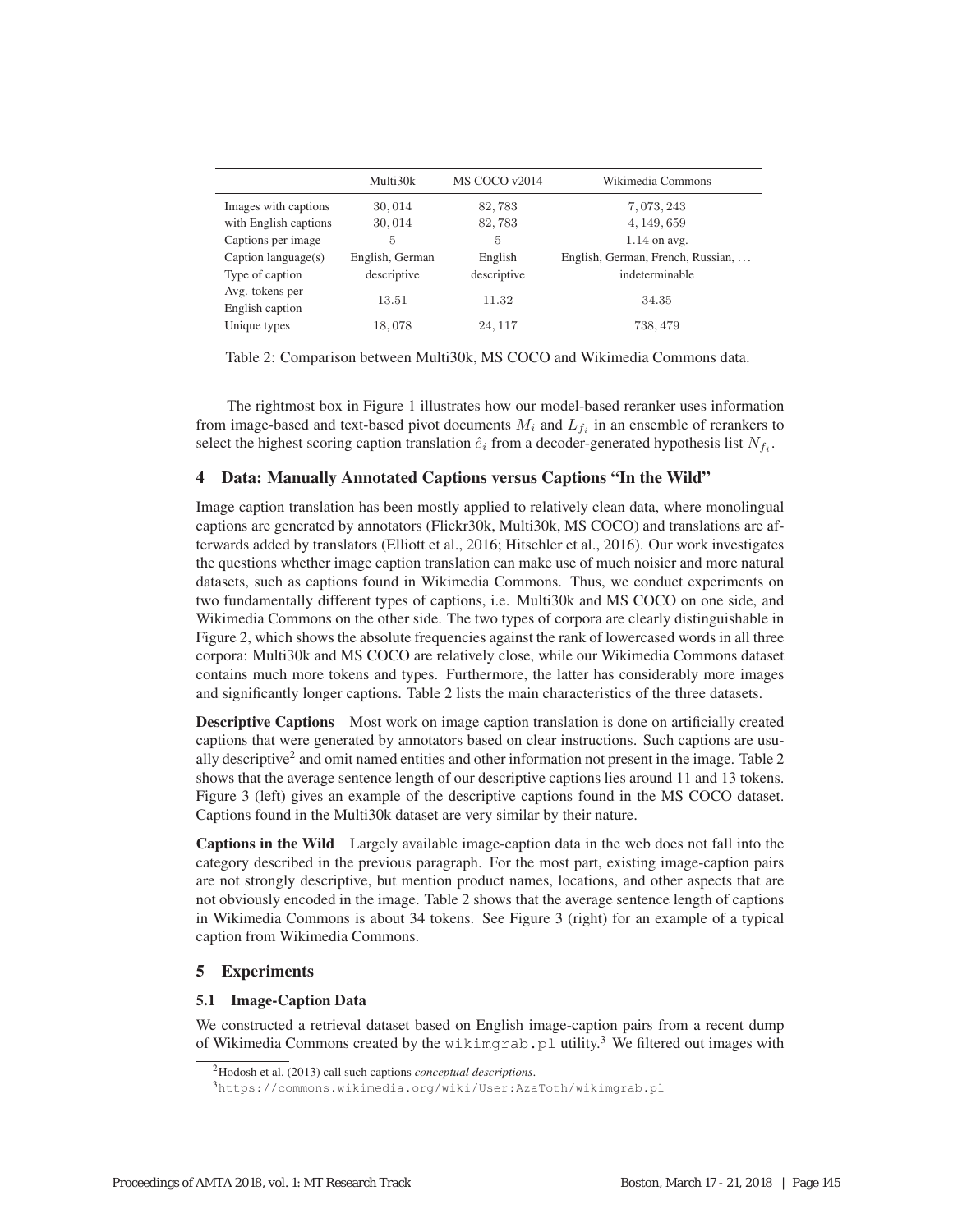| | Multi30k | MS COCO v2014 | Wikimedia Commons |
|---|---|---|---|
| Images with captions | 30,014 | 82,783 | 7,073,243 |
| with English captions | 30,014 | 82,783 | 4,149,659 |
| Captions per image | 5 | 5 | 1.14 on avg. |
| Caption language(s) | English, German | English | English, German, French, Russian, … |
| Type of caption | descriptive | descriptive | indeterminable |
| Avg. tokens per English caption | 13.51 | 11.32 | 34.35 |
| Unique types | 18,078 | 24,117 | 738,479 |

Table 2: Comparison between Multi30k, MS COCO and Wikimedia Commons data.

The rightmost box in Figure 1 illustrates how our model-based reranker uses information from image-based and text-based pivot documents $M_i$ and $L_{f_i}$ in an ensemble of rerankers to select the highest scoring caption translation $\hat{e}_i$ from a decoder-generated hypothesis list $N_{f_i}$.

## 4 Data: Manually Annotated Captions versus Captions "In the Wild"

Image caption translation has been mostly applied to relatively clean data, where monolingual captions are generated by annotators (Flickr30k, Multi30k, MS COCO) and translations are afterwards added by translators (Elliott et al., 2016; Hitschler et al., 2016). Our work investigates the questions whether image caption translation can make use of much noisier and more natural datasets, such as captions found in Wikimedia Commons. Thus, we conduct experiments on two fundamentally different types of captions, i.e. Multi30k and MS COCO on one side, and Wikimedia Commons on the other side. The two types of corpora are clearly distinguishable in Figure 2, which shows the absolute frequencies against the rank of lowercased words in all three corpora: Multi30k and MS COCO are relatively close, while our Wikimedia Commons dataset contains much more tokens and types. Furthermore, the latter has considerably more images and significantly longer captions. Table 2 lists the main characteristics of the three datasets.

**Descriptive Captions** Most work on image caption translation is done on artificially created captions that were generated by annotators based on clear instructions. Such captions are usually descriptive[2] and omit named entities and other information not present in the image. Table 2 shows that the average sentence length of our descriptive captions lies around 11 and 13 tokens. Figure 3 (left) gives an example of the descriptive captions found in the MS COCO dataset. Captions found in the Multi30k dataset are very similar by their nature.

**Captions in the Wild** Largely available image-caption data in the web does not fall into the category described in the previous paragraph. For the most part, existing image-caption pairs are not strongly descriptive, but mention product names, locations, and other aspects that are not obviously encoded in the image. Table 2 shows that the average sentence length of captions in Wikimedia Commons is about 34 tokens. See Figure 3 (right) for an example of a typical caption from Wikimedia Commons.

## 5 Experiments

### 5.1 Image-Caption Data

We constructed a retrieval dataset based on English image-caption pairs from a recent dump of Wikimedia Commons created by the `wikimgrab.pl` utility.[3] We filtered out images with

[2] Hodosh et al. (2013) call such captions *conceptual descriptions*.

[3] https://commons.wikimedia.org/wiki/User:AzaToth/wikimgrab.pl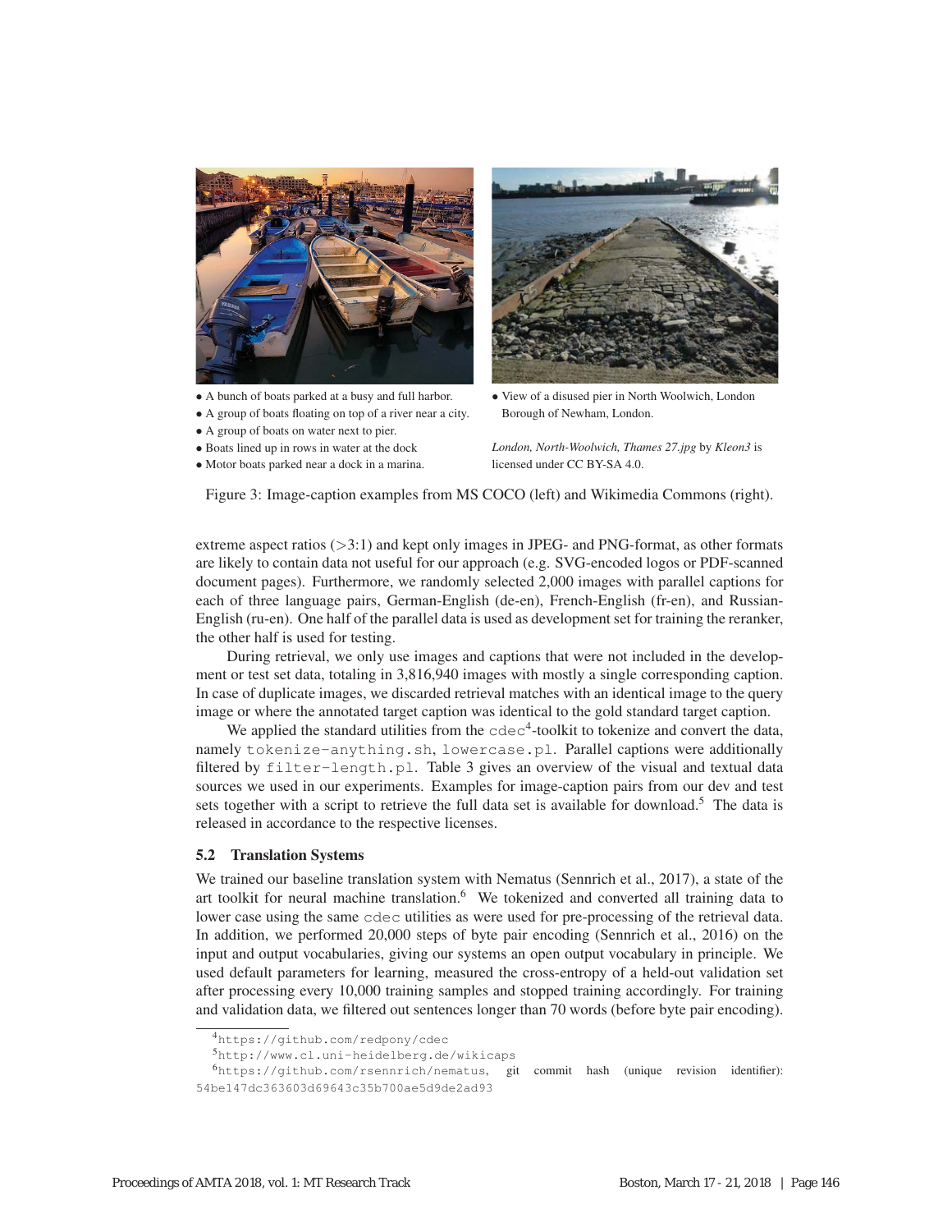- A bunch of boats parked at a busy and full harbor.
- A group of boats floating on top of a river near a city.
- A group of boats on water next to pier.
- Boats lined up in rows in water at the dock
- Motor boats parked near a dock in a marina.

- View of a disused pier in North Woolwich, London Borough of Newham, London.

*London, North-Woolwich, Thames 27.jpg* by *Kleon3* is licensed under CC BY-SA 4.0.

Figure 3: Image-caption examples from MS COCO (left) and Wikimedia Commons (right).

extreme aspect ratios (>3:1) and kept only images in JPEG- and PNG-format, as other formats are likely to contain data not useful for our approach (e.g. SVG-encoded logos or PDF-scanned document pages). Furthermore, we randomly selected 2,000 images with parallel captions for each of three language pairs, German-English (de-en), French-English (fr-en), and Russian-English (ru-en). One half of the parallel data is used as development set for training the reranker, the other half is used for testing.

During retrieval, we only use images and captions that were not included in the development or test set data, totaling in 3,816,940 images with mostly a single corresponding caption. In case of duplicate images, we discarded retrieval matches with an identical image to the query image or where the annotated target caption was identical to the gold standard target caption.

We applied the standard utilities from the `cdec`[4]-toolkit to tokenize and convert the data, namely `tokenize-anything.sh`, `lowercase.pl`. Parallel captions were additionally filtered by `filter-length.pl`. Table 3 gives an overview of the visual and textual data sources we used in our experiments. Examples for image-caption pairs from our dev and test sets together with a script to retrieve the full data set is available for download.[5] The data is released in accordance to the respective licenses.

### 5.2 Translation Systems

We trained our baseline translation system with Nematus (Sennrich et al., 2017), a state of the art toolkit for neural machine translation.[6] We tokenized and converted all training data to lower case using the same `cdec` utilities as were used for pre-processing of the retrieval data. In addition, we performed 20,000 steps of byte pair encoding (Sennrich et al., 2016) on the input and output vocabularies, giving our systems an open output vocabulary in principle. We used default parameters for learning, measured the cross-entropy of a held-out validation set after processing every 10,000 training samples and stopped training accordingly. For training and validation data, we filtered out sentences longer than 70 words (before byte pair encoding).

---

[4] `https://github.com/redpony/cdec`

[5] `http://www.cl.uni-heidelberg.de/wikicaps`

[6] `https://github.com/rsennrich/nematus`, git commit hash (unique revision identifier): `54be147dc363603d69643c35b700ae5d9de2ad93`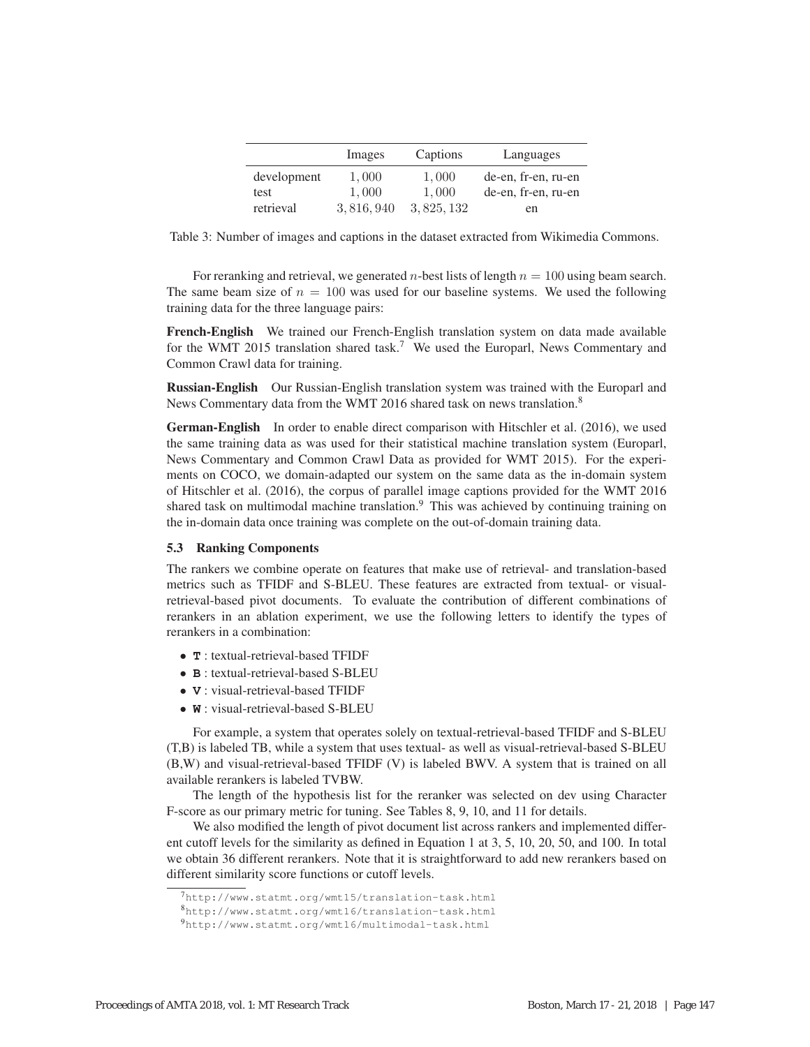| | Images | Captions | Languages |
|---|---|---|---|
| development | $1,000$ | $1,000$ | de-en, fr-en, ru-en |
| test | $1,000$ | $1,000$ | de-en, fr-en, ru-en |
| retrieval | $3,816,940$ | $3,825,132$ | en |

Table 3: Number of images and captions in the dataset extracted from Wikimedia Commons.

For reranking and retrieval, we generated $n$-best lists of length $n = 100$ using beam search. The same beam size of $n = 100$ was used for our baseline systems. We used the following training data for the three language pairs:

**French-English** We trained our French-English translation system on data made available for the WMT 2015 translation shared task.[7] We used the Europarl, News Commentary and Common Crawl data for training.

**Russian-English** Our Russian-English translation system was trained with the Europarl and News Commentary data from the WMT 2016 shared task on news translation.[8]

**German-English** In order to enable direct comparison with Hitschler et al. (2016), we used the same training data as was used for their statistical machine translation system (Europarl, News Commentary and Common Crawl Data as provided for WMT 2015). For the experiments on COCO, we domain-adapted our system on the same data as the in-domain system of Hitschler et al. (2016), the corpus of parallel image captions provided for the WMT 2016 shared task on multimodal machine translation.[9] This was achieved by continuing training on the in-domain data once training was complete on the out-of-domain training data.

### 5.3 Ranking Components

The rankers we combine operate on features that make use of retrieval- and translation-based metrics such as TFIDF and S-BLEU. These features are extracted from textual- or visual-retrieval-based pivot documents. To evaluate the contribution of different combinations of rerankers in an ablation experiment, we use the following letters to identify the types of rerankers in a combination:

- **T** : textual-retrieval-based TFIDF
- **B** : textual-retrieval-based S-BLEU
- **V** : visual-retrieval-based TFIDF
- **W** : visual-retrieval-based S-BLEU

For example, a system that operates solely on textual-retrieval-based TFIDF and S-BLEU (T,B) is labeled TB, while a system that uses textual- as well as visual-retrieval-based S-BLEU (B,W) and visual-retrieval-based TFIDF (V) is labeled BWV. A system that is trained on all available rerankers is labeled TVBW.

The length of the hypothesis list for the reranker was selected on dev using Character F-score as our primary metric for tuning. See Tables 8, 9, 10, and 11 for details.

We also modified the length of pivot document list across rankers and implemented different cutoff levels for the similarity as defined in Equation 1 at 3, 5, 10, 20, 50, and 100. In total we obtain 36 different rerankers. Note that it is straightforward to add new rerankers based on different similarity score functions or cutoff levels.

[7] http://www.statmt.org/wmt15/translation-task.html

[8] http://www.statmt.org/wmt16/translation-task.html

[9] http://www.statmt.org/wmt16/multimodal-task.html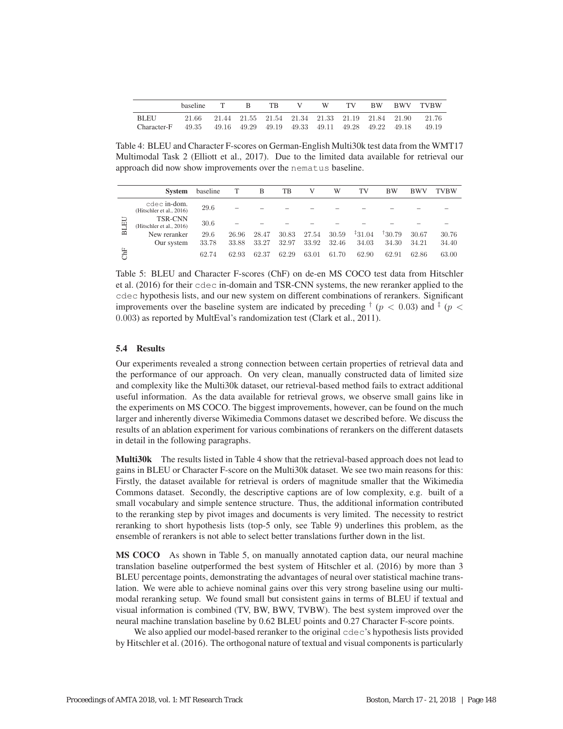| | baseline | T | B | TB | V | W | TV | BW | BWV | TVBW |
|---|---|---|---|---|---|---|---|---|---|---|
| BLEU | 21.66 | 21.44 | 21.55 | 21.54 | 21.34 | 21.33 | 21.19 | 21.84 | 21.90 | 21.76 |
| Character-F | 49.35 | 49.16 | 49.29 | 49.19 | 49.33 | 49.11 | 49.28 | 49.22 | 49.18 | 49.19 |

Table 4: BLEU and Character F-scores on German-English Multi30k test data from the WMT17 Multimodal Task 2 (Elliott et al., 2017). Due to the limited data available for retrieval our approach did now show improvements over the `nematus` baseline.

| | System | baseline | T | B | TB | V | W | TV | BW | BWV | TVBW |
|---|---|---|---|---|---|---|---|---|---|---|---|
| BLEU | `cdec` in-dom. (Hitschler et al., 2016) | 29.6 | – | – | – | – | – | – | – | – | – |
| | TSR-CNN (Hitschler et al., 2016) | 30.6 | – | – | – | – | – | – | – | – | – |
| | New reranker | 29.6 | 26.96 | 28.47 | 30.83 | 27.54 | 30.59 | ‡31.04 | †30.79 | 30.67 | 30.76 |
| | Our system | 33.78 | 33.88 | 33.27 | 32.97 | 33.92 | 32.46 | 34.03 | 34.30 | 34.21 | 34.40 |
| ChF | | 62.74 | 62.93 | 62.37 | 62.29 | 63.01 | 61.70 | 62.90 | 62.91 | 62.86 | 63.00 |

Table 5: BLEU and Character F-scores (ChF) on de-en MS COCO test data from Hitschler et al. (2016) for their `cdec` in-domain and TSR-CNN systems, the new reranker applied to the `cdec` hypothesis lists, and our new system on different combinations of rerankers. Significant improvements over the baseline system are indicated by preceding † ($p < 0.03$) and ‡ ($p < 0.003$) as reported by MultEval's randomization test (Clark et al., 2011).

### 5.4 Results

Our experiments revealed a strong connection between certain properties of retrieval data and the performance of our approach. On very clean, manually constructed data of limited size and complexity like the Multi30k dataset, our retrieval-based method fails to extract additional useful information. As the data available for retrieval grows, we observe small gains like in the experiments on MS COCO. The biggest improvements, however, can be found on the much larger and inherently diverse Wikimedia Commons dataset we described before. We discuss the results of an ablation experiment for various combinations of rerankers on the different datasets in detail in the following paragraphs.

**Multi30k** The results listed in Table 4 show that the retrieval-based approach does not lead to gains in BLEU or Character F-score on the Multi30k dataset. We see two main reasons for this: Firstly, the dataset available for retrieval is orders of magnitude smaller that the Wikimedia Commons dataset. Secondly, the descriptive captions are of low complexity, e.g. built of a small vocabulary and simple sentence structure. Thus, the additional information contributed to the reranking step by pivot images and documents is very limited. The necessity to restrict reranking to short hypothesis lists (top-5 only, see Table 9) underlines this problem, as the ensemble of rerankers is not able to select better translations further down in the list.

**MS COCO** As shown in Table 5, on manually annotated caption data, our neural machine translation baseline outperformed the best system of Hitschler et al. (2016) by more than 3 BLEU percentage points, demonstrating the advantages of neural over statistical machine translation. We were able to achieve nominal gains over this very strong baseline using our multi-modal reranking setup. We found small but consistent gains in terms of BLEU if textual and visual information is combined (TV, BW, BWV, TVBW). The best system improved over the neural machine translation baseline by 0.62 BLEU points and 0.27 Character F-score points.

We also applied our model-based reranker to the original `cdec`'s hypothesis lists provided by Hitschler et al. (2016). The orthogonal nature of textual and visual components is particularly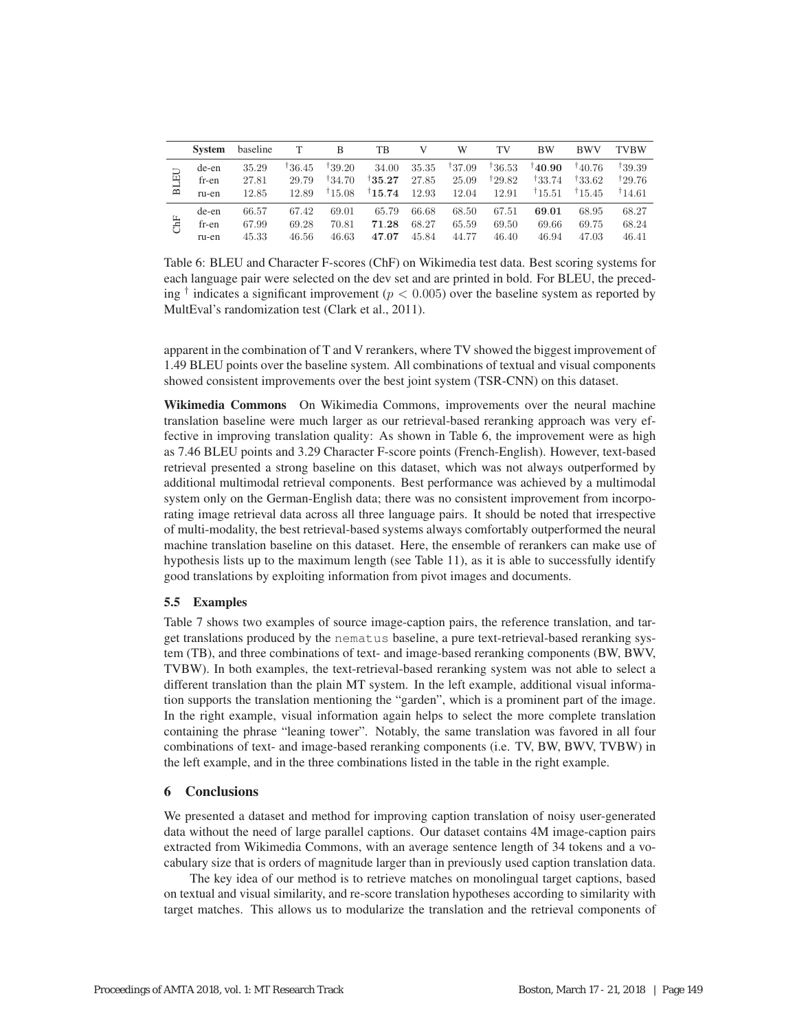| | System | baseline | T | B | TB | V | W | TV | BW | BWV | TVBW |
|---|---|---|---|---|---|---|---|---|---|---|---|
| BLEU | de-en | 35.29 | †36.45 | †39.20 | 34.00 | 35.35 | †37.09 | †36.53 | †**40.90** | †40.76 | †39.39 |
| | fr-en | 27.81 | 29.79 | †34.70 | †**35.27** | 27.85 | 25.09 | †29.82 | †33.74 | †33.62 | †29.76 |
| | ru-en | 12.85 | 12.89 | †15.08 | †**15.74** | 12.93 | 12.04 | 12.91 | †15.51 | †15.45 | †14.61 |
| ChF | de-en | 66.57 | 67.42 | 69.01 | 65.79 | 66.68 | 68.50 | 67.51 | **69.01** | 68.95 | 68.27 |
| | fr-en | 67.99 | 69.28 | 70.81 | **71.28** | 68.27 | 65.59 | 69.50 | 69.66 | 69.75 | 68.24 |
| | ru-en | 45.33 | 46.56 | 46.63 | **47.07** | 45.84 | 44.77 | 46.40 | 46.94 | 47.03 | 46.41 |

Table 6: BLEU and Character F-scores (ChF) on Wikimedia test data. Best scoring systems for each language pair were selected on the dev set and are printed in bold. For BLEU, the preceding † indicates a significant improvement ($p < 0.005$) over the baseline system as reported by MultEval's randomization test (Clark et al., 2011).

apparent in the combination of T and V rerankers, where TV showed the biggest improvement of 1.49 BLEU points over the baseline system. All combinations of textual and visual components showed consistent improvements over the best joint system (TSR-CNN) on this dataset.

**Wikimedia Commons** On Wikimedia Commons, improvements over the neural machine translation baseline were much larger as our retrieval-based reranking approach was very effective in improving translation quality: As shown in Table 6, the improvement were as high as 7.46 BLEU points and 3.29 Character F-score points (French-English). However, text-based retrieval presented a strong baseline on this dataset, which was not always outperformed by additional multimodal retrieval components. Best performance was achieved by a multimodal system only on the German-English data; there was no consistent improvement from incorporating image retrieval data across all three language pairs. It should be noted that irrespective of multi-modality, the best retrieval-based systems always comfortably outperformed the neural machine translation baseline on this dataset. Here, the ensemble of rerankers can make use of hypothesis lists up to the maximum length (see Table 11), as it is able to successfully identify good translations by exploiting information from pivot images and documents.

### 5.5 Examples

Table 7 shows two examples of source image-caption pairs, the reference translation, and target translations produced by the `nematus` baseline, a pure text-retrieval-based reranking system (TB), and three combinations of text- and image-based reranking components (BW, BWV, TVBW). In both examples, the text-retrieval-based reranking system was not able to select a different translation than the plain MT system. In the left example, additional visual information supports the translation mentioning the "garden", which is a prominent part of the image. In the right example, visual information again helps to select the more complete translation containing the phrase "leaning tower". Notably, the same translation was favored in all four combinations of text- and image-based reranking components (i.e. TV, BW, BWV, TVBW) in the left example, and in the three combinations listed in the table in the right example.

## 6 Conclusions

We presented a dataset and method for improving caption translation of noisy user-generated data without the need of large parallel captions. Our dataset contains 4M image-caption pairs extracted from Wikimedia Commons, with an average sentence length of 34 tokens and a vocabulary size that is orders of magnitude larger than in previously used caption translation data.

The key idea of our method is to retrieve matches on monolingual target captions, based on textual and visual similarity, and re-score translation hypotheses according to similarity with target matches. This allows us to modularize the translation and the retrieval components of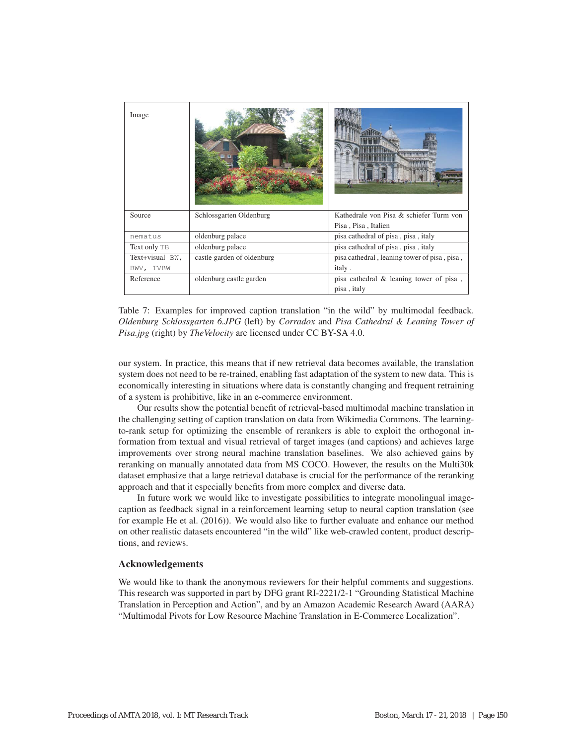| Image | | |
|---|---|---|
| Source | Schlossgarten Oldenburg | Kathedrale von Pisa & schiefer Turm von Pisa , Pisa , Italien |
| `nematus` | oldenburg palace | pisa cathedral of pisa , pisa , italy |
| Text only `TB` | oldenburg palace | pisa cathedral of pisa , pisa , italy |
| Text+visual `BW, BWV, TVBW` | castle garden of oldenburg | pisa cathedral , leaning tower of pisa , pisa , italy . |
| Reference | oldenburg castle garden | pisa cathedral & leaning tower of pisa , pisa , italy |

Table 7: Examples for improved caption translation "in the wild" by multimodal feedback. *Oldenburg Schlossgarten 6.JPG* (left) by *Corradox* and *Pisa Cathedral & Leaning Tower of Pisa.jpg* (right) by *TheVelocity* are licensed under CC BY-SA 4.0.

our system. In practice, this means that if new retrieval data becomes available, the translation system does not need to be re-trained, enabling fast adaptation of the system to new data. This is economically interesting in situations where data is constantly changing and frequent retraining of a system is prohibitive, like in an e-commerce environment.

Our results show the potential benefit of retrieval-based multimodal machine translation in the challenging setting of caption translation on data from Wikimedia Commons. The learning-to-rank setup for optimizing the ensemble of rerankers is able to exploit the orthogonal information from textual and visual retrieval of target images (and captions) and achieves large improvements over strong neural machine translation baselines. We also achieved gains by reranking on manually annotated data from MS COCO. However, the results on the Multi30k dataset emphasize that a large retrieval database is crucial for the performance of the reranking approach and that it especially benefits from more complex and diverse data.

In future work we would like to investigate possibilities to integrate monolingual image-caption as feedback signal in a reinforcement learning setup to neural caption translation (see for example He et al. (2016)). We would also like to further evaluate and enhance our method on other realistic datasets encountered "in the wild" like web-crawled content, product descriptions, and reviews.

## Acknowledgements

We would like to thank the anonymous reviewers for their helpful comments and suggestions. This research was supported in part by DFG grant RI-2221/2-1 "Grounding Statistical Machine Translation in Perception and Action", and by an Amazon Academic Research Award (AARA) "Multimodal Pivots for Low Resource Machine Translation in E-Commerce Localization".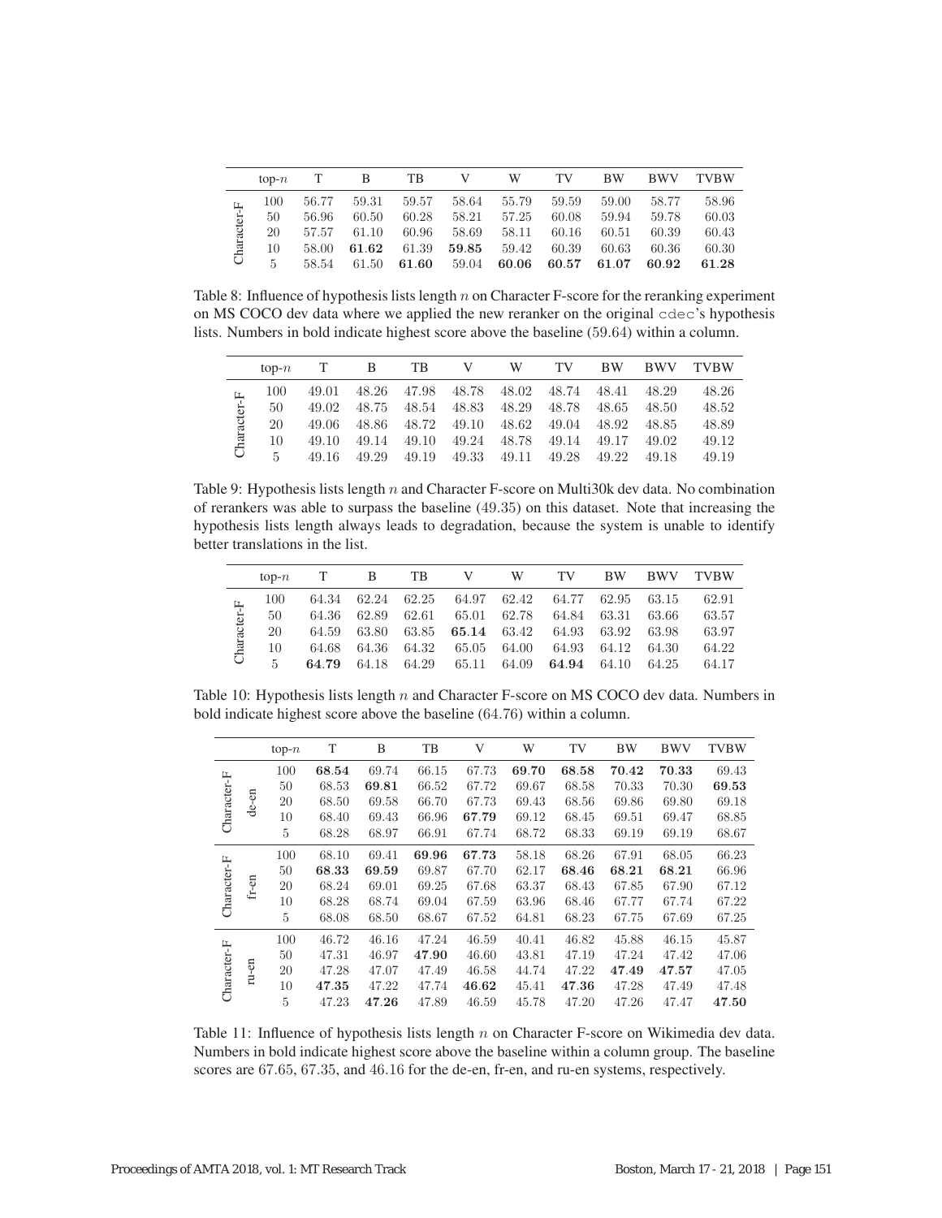| | top-$n$ | T | B | TB | V | W | TV | BW | BWV | TVBW |
|---|---|---|---|---|---|---|---|---|---|---|
| Character-F | 100 | 56.77 | 59.31 | 59.57 | 58.64 | 55.79 | 59.59 | 59.00 | 58.77 | 58.96 |
| | 50 | 56.96 | 60.50 | 60.28 | 58.21 | 57.25 | 60.08 | 59.94 | 59.78 | 60.03 |
| | 20 | 57.57 | 61.10 | 60.96 | 58.69 | 58.11 | 60.16 | 60.51 | 60.39 | 60.43 |
| | 10 | 58.00 | **61.62** | 61.39 | **59.85** | 59.42 | 60.39 | 60.63 | 60.36 | 60.30 |
| | 5 | 58.54 | 61.50 | **61.60** | 59.04 | **60.06** | **60.57** | **61.07** | **60.92** | **61.28** |

Table 8: Influence of hypothesis lists length $n$ on Character F-score for the reranking experiment on MS COCO dev data where we applied the new reranker on the original cdec's hypothesis lists. Numbers in bold indicate highest score above the baseline (59.64) within a column.

| | top-$n$ | T | B | TB | V | W | TV | BW | BWV | TVBW |
|---|---|---|---|---|---|---|---|---|---|---|
| Character-F | 100 | 49.01 | 48.26 | 47.98 | 48.78 | 48.02 | 48.74 | 48.41 | 48.29 | 48.26 |
| | 50 | 49.02 | 48.75 | 48.54 | 48.83 | 48.29 | 48.78 | 48.65 | 48.50 | 48.52 |
| | 20 | 49.06 | 48.86 | 48.72 | 49.10 | 48.62 | 49.04 | 48.92 | 48.85 | 48.89 |
| | 10 | 49.10 | 49.14 | 49.10 | 49.24 | 48.78 | 49.14 | 49.17 | 49.02 | 49.12 |
| | 5 | 49.16 | 49.29 | 49.19 | 49.33 | 49.11 | 49.28 | 49.22 | 49.18 | 49.19 |

Table 9: Hypothesis lists length $n$ and Character F-score on Multi30k dev data. No combination of rerankers was able to surpass the baseline (49.35) on this dataset. Note that increasing the hypothesis lists length always leads to degradation, because the system is unable to identify better translations in the list.

| | top-$n$ | T | B | TB | V | W | TV | BW | BWV | TVBW |
|---|---|---|---|---|---|---|---|---|---|---|
| Character-F | 100 | 64.34 | 62.24 | 62.25 | 64.97 | 62.42 | 64.77 | 62.95 | 63.15 | 62.91 |
| | 50 | 64.36 | 62.89 | 62.61 | 65.01 | 62.78 | 64.84 | 63.31 | 63.66 | 63.57 |
| | 20 | 64.59 | 63.80 | 63.85 | **65.14** | 63.42 | 64.93 | 63.92 | 63.98 | 63.97 |
| | 10 | 64.68 | 64.36 | 64.32 | 65.05 | 64.00 | 64.93 | 64.12 | 64.30 | 64.22 |
| | 5 | **64.79** | 64.18 | 64.29 | 65.11 | 64.09 | **64.94** | 64.10 | 64.25 | 64.17 |

Table 10: Hypothesis lists length $n$ and Character F-score on MS COCO dev data. Numbers in bold indicate highest score above the baseline (64.76) within a column.

| | | top-$n$ | T | B | TB | V | W | TV | BW | BWV | TVBW |
|---|---|---|---|---|---|---|---|---|---|---|---|
| Character-F | de-en | 100 | **68.54** | 69.74 | 66.15 | 67.73 | **69.70** | **68.58** | **70.42** | **70.33** | 69.43 |
| | | 50 | 68.53 | **69.81** | 66.52 | 67.72 | 69.67 | 68.58 | 70.33 | 70.30 | **69.53** |
| | | 20 | 68.50 | 69.58 | 66.70 | 67.73 | 69.43 | 68.56 | 69.86 | 69.80 | 69.18 |
| | | 10 | 68.40 | 69.43 | 66.96 | **67.79** | 69.12 | 68.45 | 69.51 | 69.47 | 68.85 |
| | | 5 | 68.28 | 68.97 | 66.91 | 67.74 | 68.72 | 68.33 | 69.19 | 69.19 | 68.67 |
| Character-F | fr-en | 100 | 68.10 | 69.41 | **69.96** | **67.73** | 58.18 | 68.26 | 67.91 | 68.05 | 66.23 |
| | | 50 | **68.33** | **69.59** | 69.87 | 67.70 | 62.17 | **68.46** | **68.21** | **68.21** | 66.96 |
| | | 20 | 68.24 | 69.01 | 69.25 | 67.68 | 63.37 | 68.43 | 67.85 | 67.90 | 67.12 |
| | | 10 | 68.28 | 68.74 | 69.04 | 67.59 | 63.96 | 68.46 | 67.77 | 67.74 | 67.22 |
| | | 5 | 68.08 | 68.50 | 68.67 | 67.52 | 64.81 | 68.23 | 67.75 | 67.69 | 67.25 |
| Character-F | ru-en | 100 | 46.72 | 46.16 | 47.24 | 46.59 | 40.41 | 46.82 | 45.88 | 46.15 | 45.87 |
| | | 50 | 47.31 | 46.97 | **47.90** | 46.60 | 43.81 | 47.19 | 47.24 | 47.42 | 47.06 |
| | | 20 | 47.28 | 47.07 | 47.49 | 46.58 | 44.74 | 47.22 | **47.49** | **47.57** | 47.05 |
| | | 10 | **47.35** | 47.22 | 47.74 | **46.62** | 45.41 | **47.36** | 47.28 | 47.49 | 47.48 |
| | | 5 | 47.23 | **47.26** | 47.89 | 46.59 | 45.78 | 47.20 | 47.26 | 47.47 | **47.50** |

Table 11: Influence of hypothesis lists length $n$ on Character F-score on Wikimedia dev data. Numbers in bold indicate highest score above the baseline within a column group. The baseline scores are 67.65, 67.35, and 46.16 for the de-en, fr-en, and ru-en systems, respectively.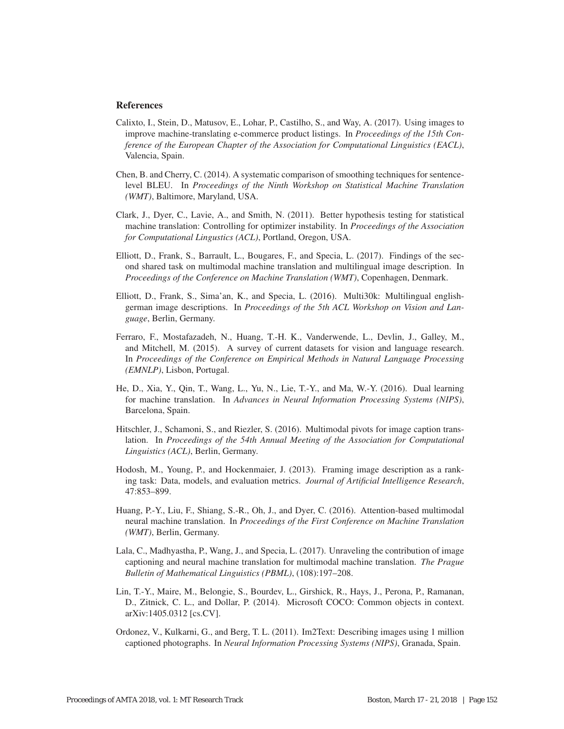## References

Calixto, I., Stein, D., Matusov, E., Lohar, P., Castilho, S., and Way, A. (2017). Using images to improve machine-translating e-commerce product listings. In *Proceedings of the 15th Conference of the European Chapter of the Association for Computational Linguistics (EACL)*, Valencia, Spain.

Chen, B. and Cherry, C. (2014). A systematic comparison of smoothing techniques for sentence-level BLEU. In *Proceedings of the Ninth Workshop on Statistical Machine Translation (WMT)*, Baltimore, Maryland, USA.

Clark, J., Dyer, C., Lavie, A., and Smith, N. (2011). Better hypothesis testing for statistical machine translation: Controlling for optimizer instability. In *Proceedings of the Association for Computational Lingustics (ACL)*, Portland, Oregon, USA.

Elliott, D., Frank, S., Barrault, L., Bougares, F., and Specia, L. (2017). Findings of the second shared task on multimodal machine translation and multilingual image description. In *Proceedings of the Conference on Machine Translation (WMT)*, Copenhagen, Denmark.

Elliott, D., Frank, S., Sima'an, K., and Specia, L. (2016). Multi30k: Multilingual english-german image descriptions. In *Proceedings of the 5th ACL Workshop on Vision and Language*, Berlin, Germany.

Ferraro, F., Mostafazadeh, N., Huang, T.-H. K., Vanderwende, L., Devlin, J., Galley, M., and Mitchell, M. (2015). A survey of current datasets for vision and language research. In *Proceedings of the Conference on Empirical Methods in Natural Language Processing (EMNLP)*, Lisbon, Portugal.

He, D., Xia, Y., Qin, T., Wang, L., Yu, N., Lie, T.-Y., and Ma, W.-Y. (2016). Dual learning for machine translation. In *Advances in Neural Information Processing Systems (NIPS)*, Barcelona, Spain.

Hitschler, J., Schamoni, S., and Riezler, S. (2016). Multimodal pivots for image caption translation. In *Proceedings of the 54th Annual Meeting of the Association for Computational Linguistics (ACL)*, Berlin, Germany.

Hodosh, M., Young, P., and Hockenmaier, J. (2013). Framing image description as a ranking task: Data, models, and evaluation metrics. *Journal of Artificial Intelligence Research*, 47:853–899.

Huang, P.-Y., Liu, F., Shiang, S.-R., Oh, J., and Dyer, C. (2016). Attention-based multimodal neural machine translation. In *Proceedings of the First Conference on Machine Translation (WMT)*, Berlin, Germany.

Lala, C., Madhyastha, P., Wang, J., and Specia, L. (2017). Unraveling the contribution of image captioning and neural machine translation for multimodal machine translation. *The Prague Bulletin of Mathematical Linguistics (PBML)*, (108):197–208.

Lin, T.-Y., Maire, M., Belongie, S., Bourdev, L., Girshick, R., Hays, J., Perona, P., Ramanan, D., Zitnick, C. L., and Dollar, P. (2014). Microsoft COCO: Common objects in context. arXiv:1405.0312 [cs.CV].

Ordonez, V., Kulkarni, G., and Berg, T. L. (2011). Im2Text: Describing images using 1 million captioned photographs. In *Neural Information Processing Systems (NIPS)*, Granada, Spain.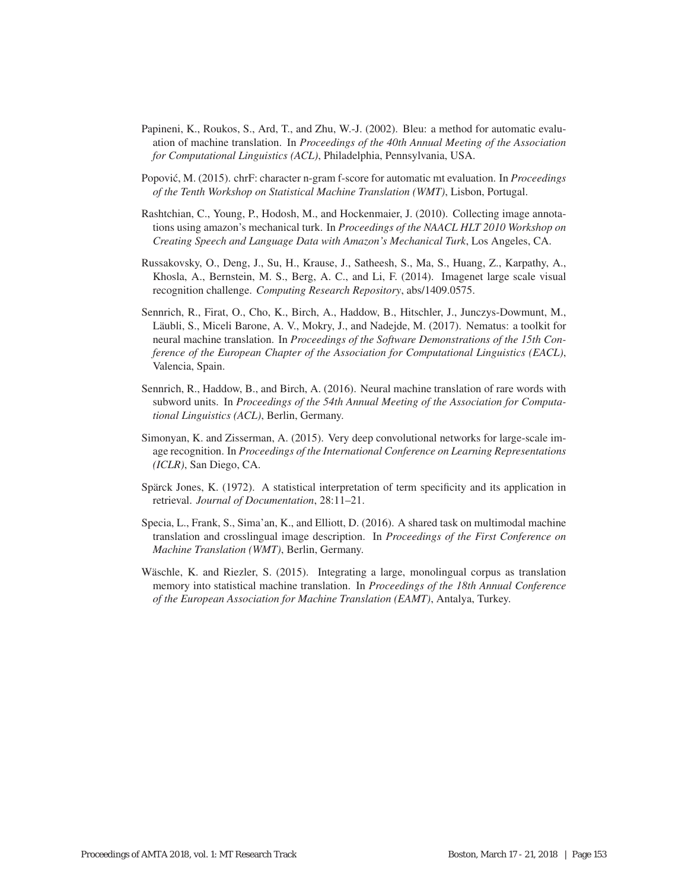Papineni, K., Roukos, S., Ard, T., and Zhu, W.-J. (2002). Bleu: a method for automatic evaluation of machine translation. In *Proceedings of the 40th Annual Meeting of the Association for Computational Linguistics (ACL)*, Philadelphia, Pennsylvania, USA.

Popović, M. (2015). chrF: character n-gram f-score for automatic mt evaluation. In *Proceedings of the Tenth Workshop on Statistical Machine Translation (WMT)*, Lisbon, Portugal.

Rashtchian, C., Young, P., Hodosh, M., and Hockenmaier, J. (2010). Collecting image annotations using amazon's mechanical turk. In *Proceedings of the NAACL HLT 2010 Workshop on Creating Speech and Language Data with Amazon's Mechanical Turk*, Los Angeles, CA.

Russakovsky, O., Deng, J., Su, H., Krause, J., Satheesh, S., Ma, S., Huang, Z., Karpathy, A., Khosla, A., Bernstein, M. S., Berg, A. C., and Li, F. (2014). Imagenet large scale visual recognition challenge. *Computing Research Repository*, abs/1409.0575.

Sennrich, R., Firat, O., Cho, K., Birch, A., Haddow, B., Hitschler, J., Junczys-Dowmunt, M., Läubli, S., Miceli Barone, A. V., Mokry, J., and Nadejde, M. (2017). Nematus: a toolkit for neural machine translation. In *Proceedings of the Software Demonstrations of the 15th Conference of the European Chapter of the Association for Computational Linguistics (EACL)*, Valencia, Spain.

Sennrich, R., Haddow, B., and Birch, A. (2016). Neural machine translation of rare words with subword units. In *Proceedings of the 54th Annual Meeting of the Association for Computational Linguistics (ACL)*, Berlin, Germany.

Simonyan, K. and Zisserman, A. (2015). Very deep convolutional networks for large-scale image recognition. In *Proceedings of the International Conference on Learning Representations (ICLR)*, San Diego, CA.

Spärck Jones, K. (1972). A statistical interpretation of term specificity and its application in retrieval. *Journal of Documentation*, 28:11–21.

Specia, L., Frank, S., Sima'an, K., and Elliott, D. (2016). A shared task on multimodal machine translation and crosslingual image description. In *Proceedings of the First Conference on Machine Translation (WMT)*, Berlin, Germany.

Wäschle, K. and Riezler, S. (2015). Integrating a large, monolingual corpus as translation memory into statistical machine translation. In *Proceedings of the 18th Annual Conference of the European Association for Machine Translation (EAMT)*, Antalya, Turkey.